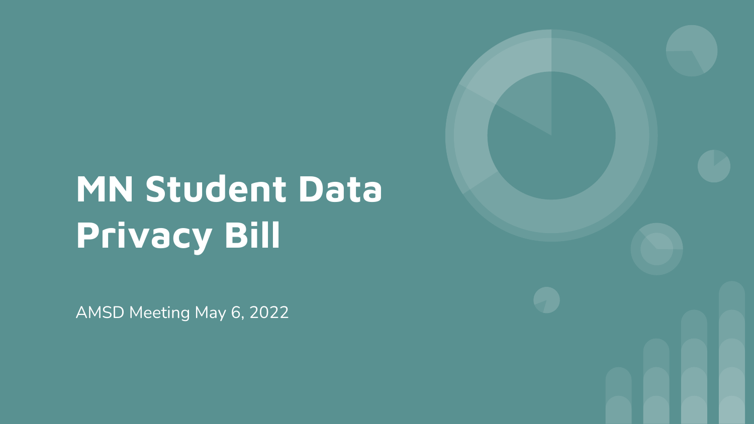# MN Student Data Privacy Bill

AMSD Meeting May 6, 2022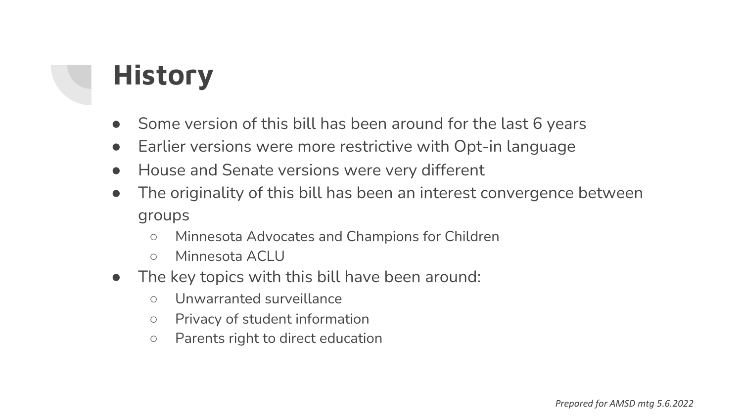# History

- Some version of this bill has been around for the last 6 years
- Earlier versions were more restrictive with Opt-in language
- House and Senate versions were very different
- The originality of this bill has been an interest convergence between groups
  - Minnesota Advocates and Champions for Children
  - Minnesota ACLU
- The key topics with this bill have been around:
  - Unwarranted surveillance
  - Privacy of student information
  - Parents right to direct education

*Prepared for AMSD mtg 5.6.2022*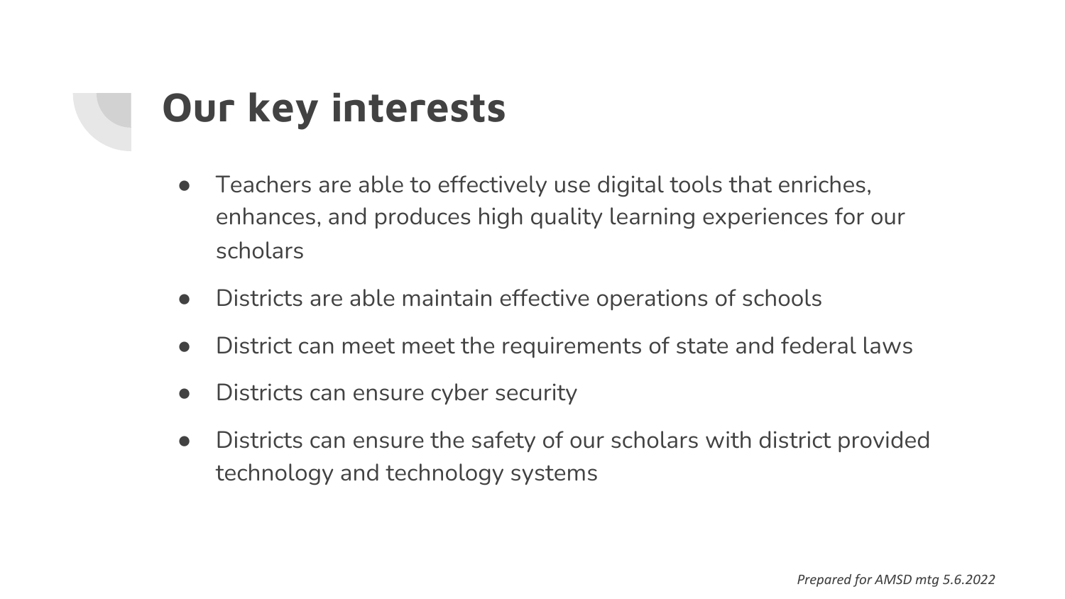# Our key interests

- Teachers are able to effectively use digital tools that enriches, enhances, and produces high quality learning experiences for our scholars
- Districts are able maintain effective operations of schools
- District can meet meet the requirements of state and federal laws
- Districts can ensure cyber security
- Districts can ensure the safety of our scholars with district provided technology and technology systems

*Prepared for AMSD mtg 5.6.2022*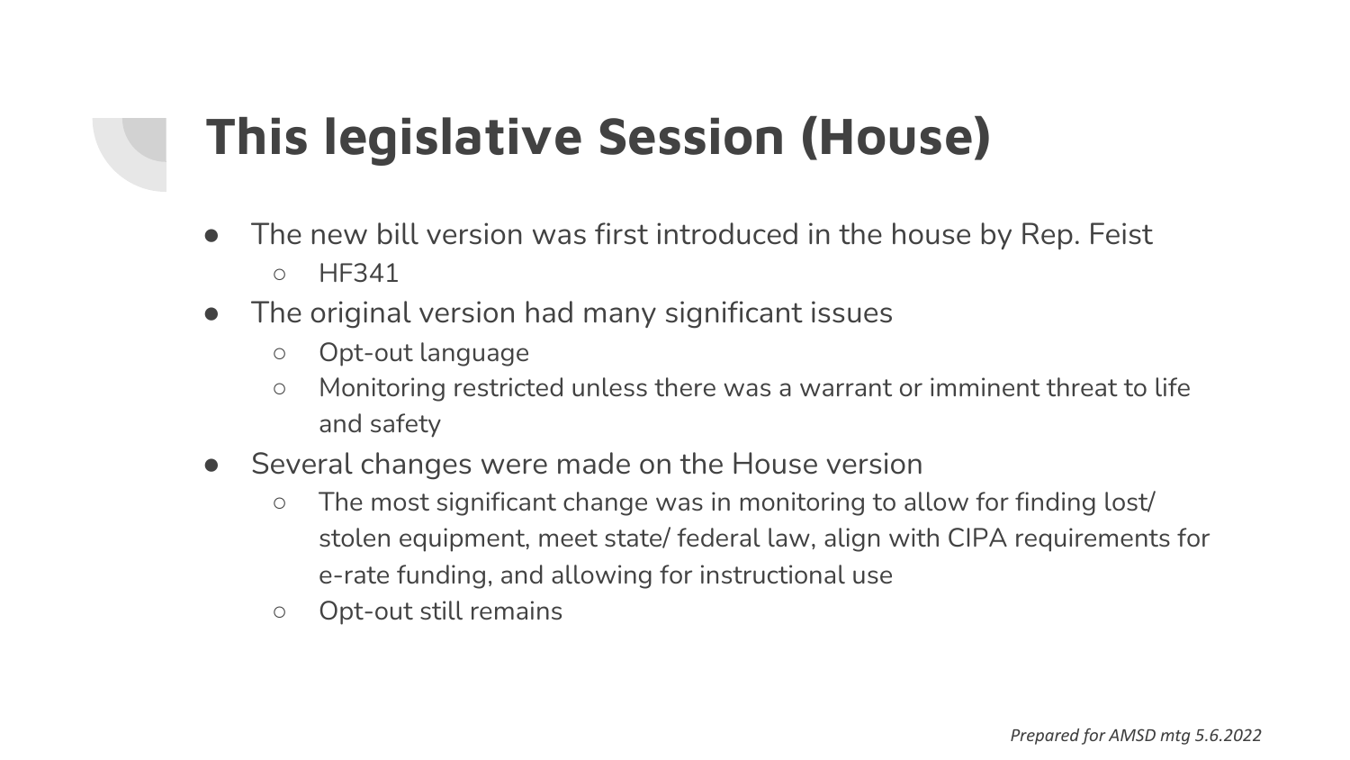# This legislative Session (House)

- The new bill version was first introduced in the house by Rep. Feist
  - HF341
- The original version had many significant issues
  - Opt-out language
  - Monitoring restricted unless there was a warrant or imminent threat to life and safety
- Several changes were made on the House version
  - The most significant change was in monitoring to allow for finding lost/ stolen equipment, meet state/ federal law, align with CIPA requirements for e-rate funding, and allowing for instructional use
  - Opt-out still remains

*Prepared for AMSD mtg 5.6.2022*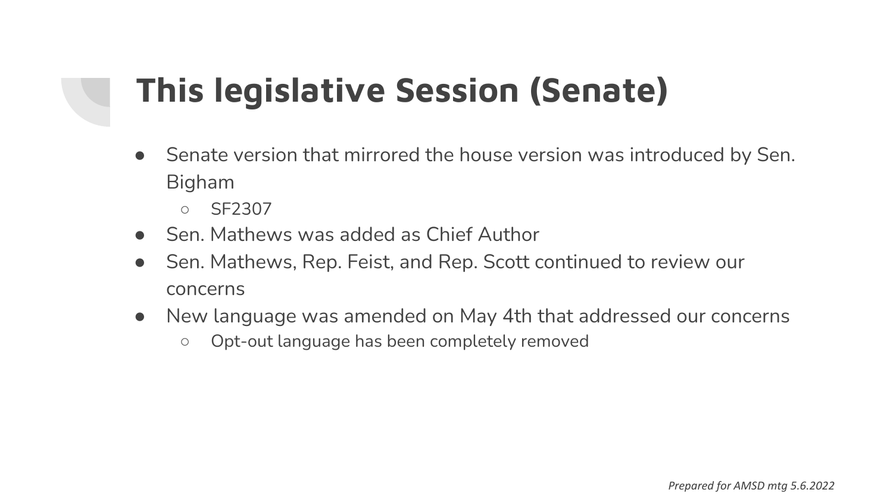# This legislative Session (Senate)

- Senate version that mirrored the house version was introduced by Sen. Bigham
  - SF2307
- Sen. Mathews was added as Chief Author
- Sen. Mathews, Rep. Feist, and Rep. Scott continued to review our concerns
- New language was amended on May 4th that addressed our concerns
  - Opt-out language has been completely removed

*Prepared for AMSD mtg 5.6.2022*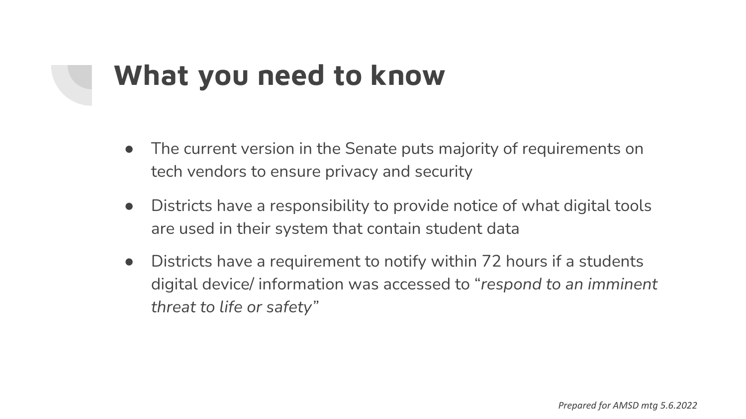# What you need to know

- The current version in the Senate puts majority of requirements on tech vendors to ensure privacy and security
- Districts have a responsibility to provide notice of what digital tools are used in their system that contain student data
- Districts have a requirement to notify within 72 hours if a students digital device/ information was accessed to "*respond to an imminent threat to life or safety*"

*Prepared for AMSD mtg 5.6.2022*